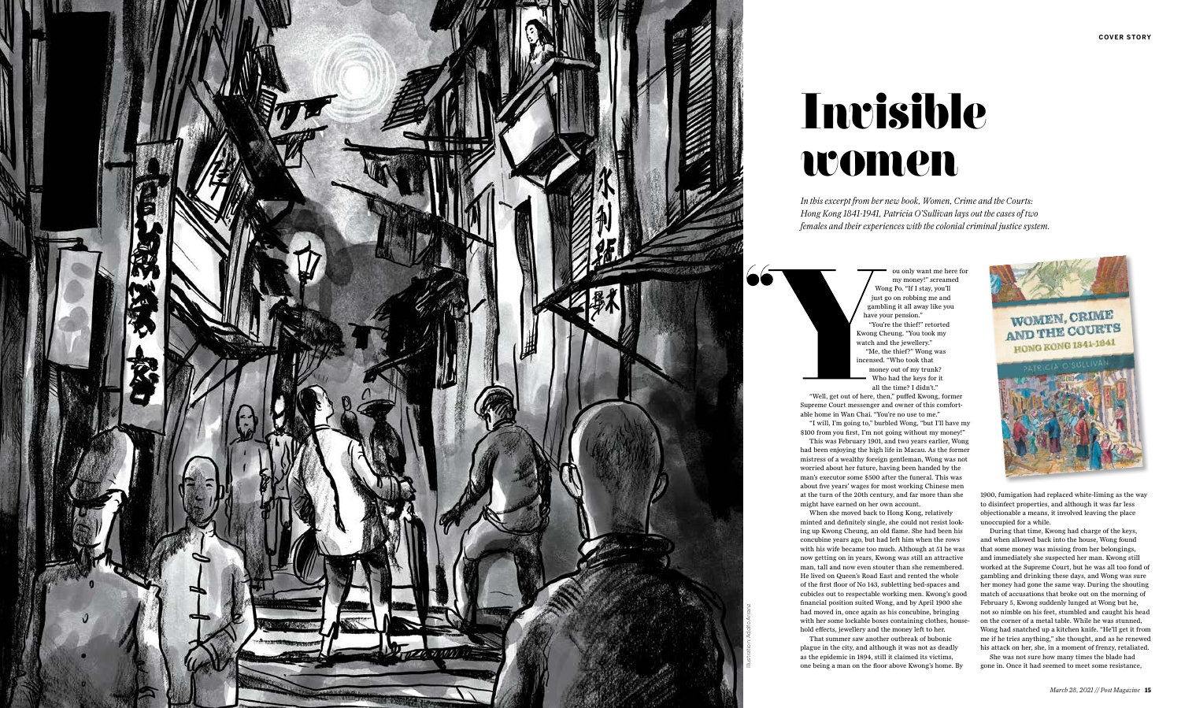# Invisible women

*In this excerpt from her new book, Women, Crime and the Courts: Hong Kong 1841-1941, Patricia O'Sullivan lays out the cases of two females and their experiences with the colonial criminal justice system.*

"You only want me here for my money!" screamed Wong Po. "If I stay, you'll just go on robbing me and gambling it all away like you have your pension."

"You're the thief!" retorted Kwong Cheung. "You took my watch and the jewellery."

"Me, the thief?" Wong was incensed. "Who took that money out of my trunk? Who had the keys for it all the time? I didn't."

"Well, get out of here, then," puffed Kwong, former Supreme Court messenger and owner of this comfortable home in Wan Chai. "You're no use to me."

"I will, I'm going to," burbled Wong, "but I'll have my $100 from you first, I'm not going without my money!"

This was February 1901, and two years earlier, Wong had been enjoying the high life in Macau. As the former mistress of a wealthy foreign gentleman, Wong was not worried about her future, having been handed by the man's executor some $500 after the funeral. This was about five years' wages for most working Chinese men at the turn of the 20th century, and far more than she might have earned on her own account.

When she moved back to Hong Kong, relatively minted and definitely single, she could not resist looking up Kwong Cheung, an old flame. She had been his concubine years ago, but had left him when the rows with his wife became too much. Although at 51 he was now getting on in years, Kwong was still an attractive man, tall and now even stouter than she remembered. He lived on Queen's Road East and rented the whole of the first floor of No 143, subletting bed-spaces and cubicles out to respectable working men. Kwong's good financial position suited Wong, and by April 1900 she had moved in, once again as his concubine, bringing with her some lockable boxes containing clothes, household effects, jewellery and the money left to her.

That summer saw another outbreak of bubonic plague in the city, and although it was not as deadly as the epidemic in 1894, still it claimed its victims, one being a man on the floor above Kwong's home. By 1900, fumigation had replaced white-liming as the way to disinfect properties, and although it was far less objectionable a means, it involved leaving the place unoccupied for a while.

During that time, Kwong had charge of the keys, and when allowed back into the house, Wong found that some money was missing from her belongings, and immediately she suspected her man. Kwong still worked at the Supreme Court, but he was all too fond of gambling and drinking these days, and Wong was sure her money had gone the same way. During the shouting match of accusations that broke out on the morning of February 5, Kwong suddenly lunged at Wong but he, not so nimble on his feet, stumbled and caught his head on the corner of a metal table. While he was stunned, Wong had snatched up a kitchen knife. "He'll get it from me if he tries anything," she thought, and as he renewed his attack on her, she, in a moment of frenzy, retaliated.

She was not sure how many times the blade had gone in. Once it had seemed to meet some resistance,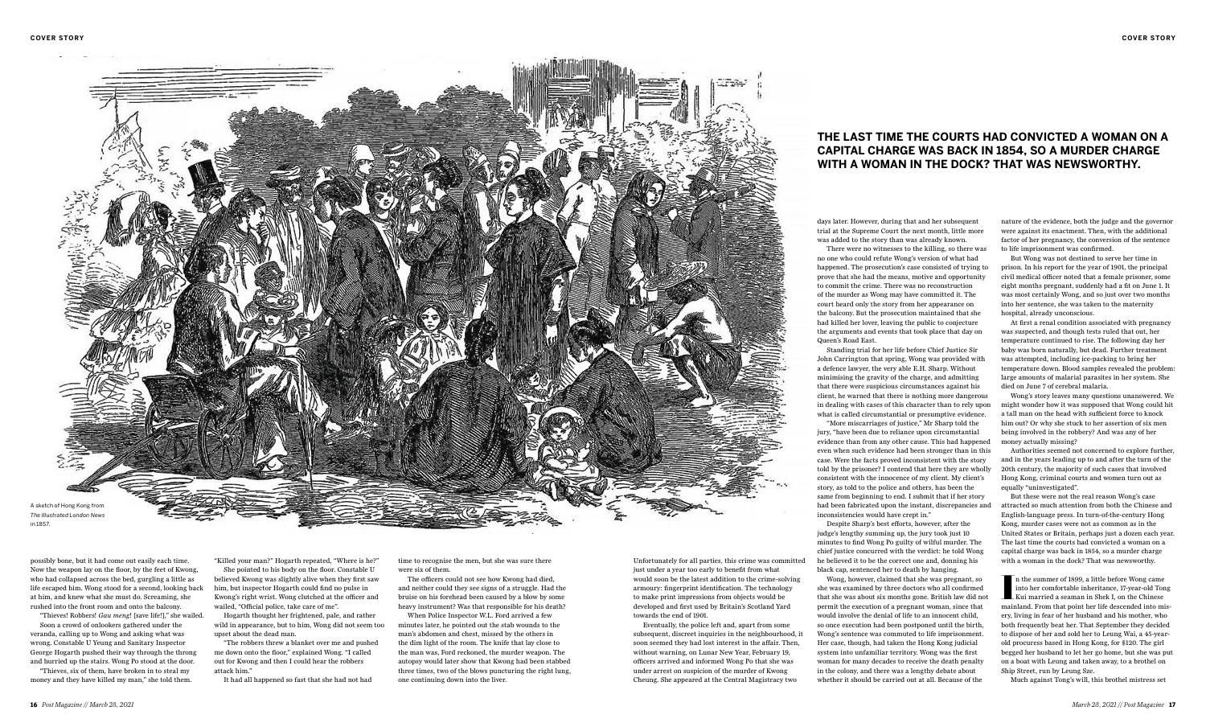A sketch of Hong Kong from *The Illustrated London News* in 1857.

possibly bone, but it had come out easily each time. Now the weapon lay on the floor, by the feet of Kwong, who had collapsed across the bed, gurgling a little as life escaped him. Wong stood for a second, looking back at him, and knew what she must do. Screaming, she rushed into the front room and onto the balcony.

"Thieves! Robbers! *Gau meng*! [save life!]," she wailed.

Soon a crowd of onlookers gathered under the veranda, calling up to Wong and asking what was wrong. Constable U Yeung and Sanitary Inspector George Hogarth pushed their way through the throng and hurried up the stairs. Wong Po stood at the door.

"Thieves, six of them, have broken in to steal my money and they have killed my man," she told them.

"Killed your man?" Hogarth repeated, "Where is he?"

She pointed to his body on the floor. Constable U believed Kwong was slightly alive when they first saw him, but inspector Hogarth could find no pulse in Kwong's right wrist. Wong clutched at the officer and wailed, "Official police, take care of me".

Hogarth thought her frightened, pale, and rather wild in appearance, but to him, Wong did not seem too upset about the dead man.

"The robbers threw a blanket over me and pushed me down onto the floor," explained Wong. "I called out for Kwong and then I could hear the robbers attack him."

It had all happened so fast that she had not had time to recognise the men, but she was sure there were six of them.

The officers could not see how Kwong had died, and neither could they see signs of a struggle. Had the bruise on his forehead been caused by a blow by some heavy instrument? Was that responsible for his death?

When Police Inspector W.L. Ford arrived a few minutes later, he pointed out the stab wounds to the man's abdomen and chest, missed by the others in the dim light of the room. The knife that lay close to the man was, Ford reckoned, the murder weapon. The autopsy would later show that Kwong had been stabbed three times, two of the blows puncturing the right lung, one continuing down into the liver.

Unfortunately for all parties, this crime was committed just under a year too early to benefit from what would soon be the latest addition to the crime-solving armoury: fingerprint identification. The technology to make print impressions from objects would be developed and first used by Britain's Scotland Yard towards the end of 1901.

Eventually, the police left and, apart from some subsequent, discreet inquiries in the neighbourhood, it soon seemed they had lost interest in the affair. Then, without warning, on Lunar New Year, February 19, officers arrived and informed Wong Po that she was under arrest on suspicion of the murder of Kwong Cheung. She appeared at the Central Magistracy two days later. However, during that and her subsequent trial at the Supreme Court the next month, little more was added to the story than was already known.

There were no witnesses to the killing, so there was no one who could refute Wong's version of what had happened. The prosecution's case consisted of trying to prove that she had the means, motive and opportunity to commit the crime. There was no reconstruction of the murder as Wong may have committed it. The court heard only the story from her appearance on the balcony. But the prosecution maintained that she had killed her lover, leaving the public to conjecture the arguments and events that took place that day on Queen's Road East.

Standing trial for her life before Chief Justice Sir John Carrington that spring, Wong was provided with a defence lawyer, the very able E.H. Sharp. Without minimising the gravity of the charge, and admitting that there were suspicious circumstances against his client, he warned that there is nothing more dangerous in dealing with cases of this character than to rely upon what is called circumstantial or presumptive evidence.

"More miscarriages of justice," Mr Sharp told the jury, "have been due to reliance upon circumstantial evidence than from any other cause. This had happened even when such evidence had been stronger than in this case. Were the facts proved inconsistent with the story told by the prisoner? I contend that here they are wholly consistent with the innocence of my client. My client's story, as told to the police and others, has been the same from beginning to end. I submit that if her story had been fabricated upon the instant, discrepancies and inconsistencies would have crept in."

Despite Sharp's best efforts, however, after the judge's lengthy summing up, the jury took just 10 minutes to find Wong Po guilty of wilful murder. The chief justice concurred with the verdict: he told Wong he believed it to be the correct one and, donning his black cap, sentenced her to death by hanging.

Wong, however, claimed that she was pregnant, so she was examined by three doctors who all confirmed that she was about six months gone. British law did not permit the execution of a pregnant woman, since that would involve the denial of life to an innocent child, so once execution had been postponed until the birth, Wong's sentence was commuted to life imprisonment. Her case, though, had taken the Hong Kong judicial system into unfamiliar territory. Wong was the first woman for many decades to receive the death penalty in the colony, and there was a lengthy debate about whether it should be carried out at all. Because of the nature of the evidence, both the judge and the governor were against its enactment. Then, with the additional factor of her pregnancy, the conversion of the sentence to life imprisonment was confirmed.

But Wong was not destined to serve her time in prison. In his report for the year of 1901, the principal civil medical officer noted that a female prisoner, some eight months pregnant, suddenly had a fit on June 1. It was most certainly Wong, and so just over two months into her sentence, she was taken to the maternity hospital, already unconscious.

At first a renal condition associated with pregnancy was suspected, and though tests ruled that out, her temperature continued to rise. The following day her baby was born naturally, but dead. Further treatment was attempted, including ice-packing to bring her temperature down. Blood samples revealed the problem: large amounts of malarial parasites in her system. She died on June 7 of cerebral malaria.

Wong's story leaves many questions unanswered. We might wonder how it was supposed that Wong could hit a tall man on the head with sufficient force to knock him out? Or why she stuck to her assertion of six men being involved in the robbery? And was any of her money actually missing?

Authorities seemed not concerned to explore further, and in the years leading up to and after the turn of the 20th century, the majority of such cases that involved Hong Kong, criminal courts and women turn out as equally "uninvestigated".

But these were not the real reason Wong's case attracted so much attention from both the Chinese and English-language press. In turn-of-the-century Hong Kong, murder cases were not as common as in the United States or Britain, perhaps just a dozen each year. The last time the courts had convicted a woman on a capital charge was back in 1854, so a murder charge with a woman in the dock? That was newsworthy.

**THE LAST TIME THE COURTS HAD CONVICTED A WOMAN ON A CAPITAL CHARGE WAS BACK IN 1854, SO A MURDER CHARGE WITH A WOMAN IN THE DOCK? THAT WAS NEWSWORTHY.**

In the summer of 1899, a little before Wong came into her comfortable inheritance, 17-year-old Tong Kui married a seaman in Shek I, on the Chinese mainland. From that point her life descended into misery, living in fear of her husband and his mother, who both frequently beat her. That September they decided to dispose of her and sold her to Leung Wai, a 45-year-old procuress based in Hong Kong, for $120. The girl begged her husband to let her go home, but she was put on a boat with Leung and taken away, to a brothel on Ship Street, run by Leung Sze.

Much against Tong's will, this brothel mistress set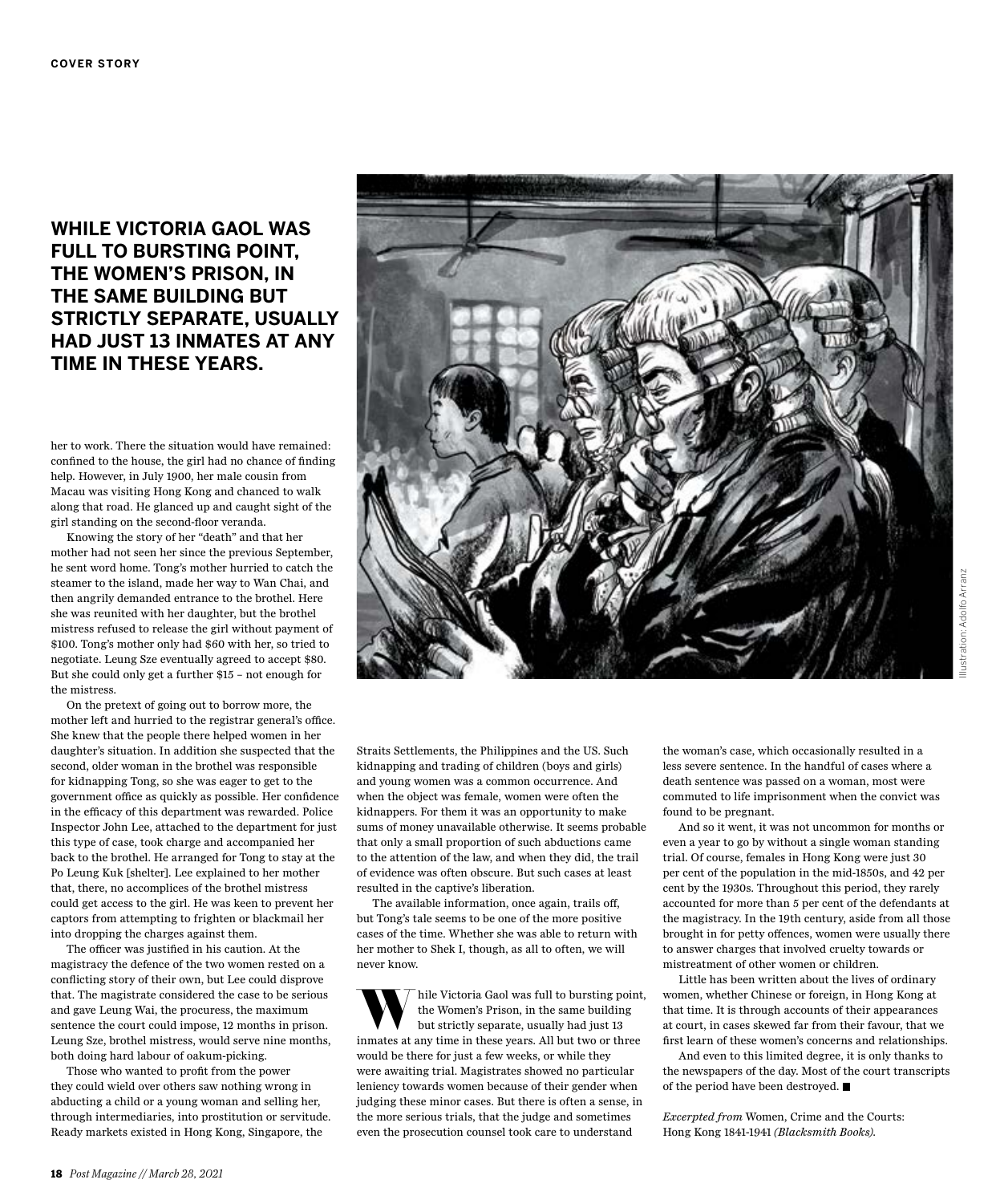**WHILE VICTORIA GAOL WAS FULL TO BURSTING POINT, THE WOMEN'S PRISON, IN THE SAME BUILDING BUT STRICTLY SEPARATE, USUALLY HAD JUST 13 INMATES AT ANY TIME IN THESE YEARS.**

her to work. There the situation would have remained: confined to the house, the girl had no chance of finding help. However, in July 1900, her male cousin from Macau was visiting Hong Kong and chanced to walk along that road. He glanced up and caught sight of the girl standing on the second-floor veranda.

Knowing the story of her "death" and that her mother had not seen her since the previous September, he sent word home. Tong's mother hurried to catch the steamer to the island, made her way to Wan Chai, and then angrily demanded entrance to the brothel. Here she was reunited with her daughter, but the brothel mistress refused to release the girl without payment of $100. Tong's mother only had $60 with her, so tried to negotiate. Leung Sze eventually agreed to accept $80. But she could only get a further $15 – not enough for the mistress.

On the pretext of going out to borrow more, the mother left and hurried to the registrar general's office. She knew that the people there helped women in her daughter's situation. In addition she suspected that the second, older woman in the brothel was responsible for kidnapping Tong, so she was eager to get to the government office as quickly as possible. Her confidence in the efficacy of this department was rewarded. Police Inspector John Lee, attached to the department for just this type of case, took charge and accompanied her back to the brothel. He arranged for Tong to stay at the Po Leung Kuk [shelter]. Lee explained to her mother that, there, no accomplices of the brothel mistress could get access to the girl. He was keen to prevent her captors from attempting to frighten or blackmail her into dropping the charges against them.

The officer was justified in his caution. At the magistracy the defence of the two women rested on a conflicting story of their own, but Lee could disprove that. The magistrate considered the case to be serious and gave Leung Wai, the procuress, the maximum sentence the court could impose, 12 months in prison. Leung Sze, brothel mistress, would serve nine months, both doing hard labour of oakum-picking.

Those who wanted to profit from the power they could wield over others saw nothing wrong in abducting a child or a young woman and selling her, through intermediaries, into prostitution or servitude. Ready markets existed in Hong Kong, Singapore, the Straits Settlements, the Philippines and the US. Such kidnapping and trading of children (boys and girls) and young women was a common occurrence. And when the object was female, women were often the kidnappers. For them it was an opportunity to make sums of money unavailable otherwise. It seems probable that only a small proportion of such abductions came to the attention of the law, and when they did, the trail of evidence was often obscure. But such cases at least resulted in the captive's liberation.

The available information, once again, trails off, but Tong's tale seems to be one of the more positive cases of the time. Whether she was able to return with her mother to Shek I, though, as all to often, we will never know.

While Victoria Gaol was full to bursting point, the Women's Prison, in the same building but strictly separate, usually had just 13 inmates at any time in these years. All but two or three would be there for just a few weeks, or while they were awaiting trial. Magistrates showed no particular leniency towards women because of their gender when judging these minor cases. But there is often a sense, in the more serious trials, that the judge and sometimes even the prosecution counsel took care to understand the woman's case, which occasionally resulted in a less severe sentence. In the handful of cases where a death sentence was passed on a woman, most were commuted to life imprisonment when the convict was found to be pregnant.

And so it went, it was not uncommon for months or even a year to go by without a single woman standing trial. Of course, females in Hong Kong were just 30 per cent of the population in the mid-1850s, and 42 per cent by the 1930s. Throughout this period, they rarely accounted for more than 5 per cent of the defendants at the magistracy. In the 19th century, aside from all those brought in for petty offences, women were usually there to answer charges that involved cruelty towards or mistreatment of other women or children.

Little has been written about the lives of ordinary women, whether Chinese or foreign, in Hong Kong at that time. It is through accounts of their appearances at court, in cases skewed far from their favour, that we first learn of these women's concerns and relationships.

And even to this limited degree, it is only thanks to the newspapers of the day. Most of the court transcripts of the period have been destroyed. ■

*Excerpted from* Women, Crime and the Courts: Hong Kong 1841-1941 *(Blacksmith Books).*

Illustration: Adolfo Arranz